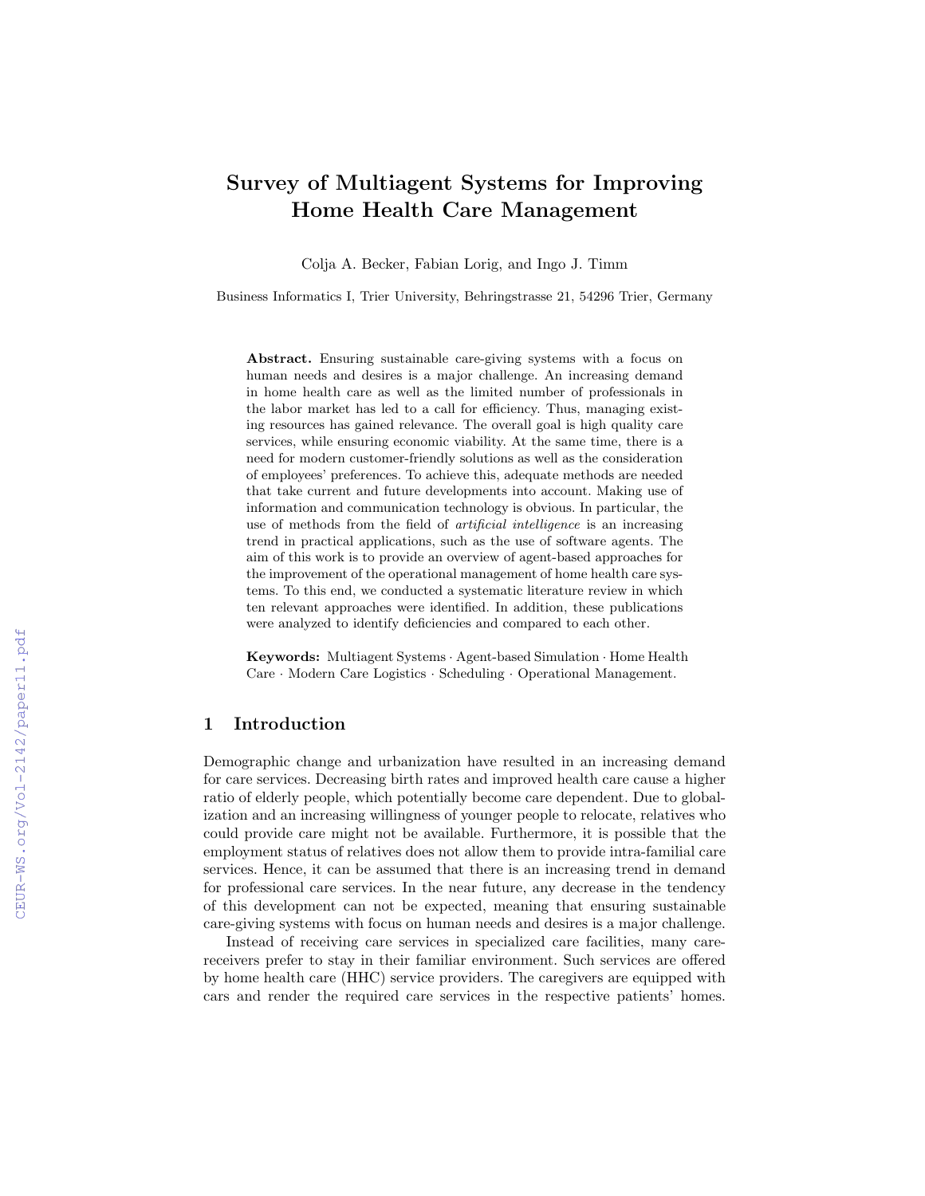# Survey of Multiagent Systems for Improving Home Health Care Management

Colja A. Becker, Fabian Lorig, and Ingo J. Timm

Business Informatics I, Trier University, Behringstrasse 21, 54296 Trier, Germany

**Abstract.** Ensuring sustainable care-giving systems with a focus on human needs and desires is a major challenge. An increasing demand in home health care as well as the limited number of professionals in the labor market has led to a call for efficiency. Thus, managing existing resources has gained relevance. The overall goal is high quality care services, while ensuring economic viability. At the same time, there is a need for modern customer-friendly solutions as well as the consideration of employees' preferences. To achieve this, adequate methods are needed that take current and future developments into account. Making use of information and communication technology is obvious. In particular, the use of methods from the field of *artificial intelligence* is an increasing trend in practical applications, such as the use of software agents. The aim of this work is to provide an overview of agent-based approaches for the improvement of the operational management of home health care systems. To this end, we conducted a systematic literature review in which ten relevant approaches were identified. In addition, these publications were analyzed to identify deficiencies and compared to each other.

**Keywords:** Multiagent Systems · Agent-based Simulation · Home Health Care · Modern Care Logistics · Scheduling · Operational Management.

## 1 Introduction

Demographic change and urbanization have resulted in an increasing demand for care services. Decreasing birth rates and improved health care cause a higher ratio of elderly people, which potentially become care dependent. Due to globalization and an increasing willingness of younger people to relocate, relatives who could provide care might not be available. Furthermore, it is possible that the employment status of relatives does not allow them to provide intra-familial care services. Hence, it can be assumed that there is an increasing trend in demand for professional care services. In the near future, any decrease in the tendency of this development can not be expected, meaning that ensuring sustainable care-giving systems with focus on human needs and desires is a major challenge.

Instead of receiving care services in specialized care facilities, many care-receivers prefer to stay in their familiar environment. Such services are offered by home health care (HHC) service providers. The caregivers are equipped with cars and render the required care services in the respective patients' homes.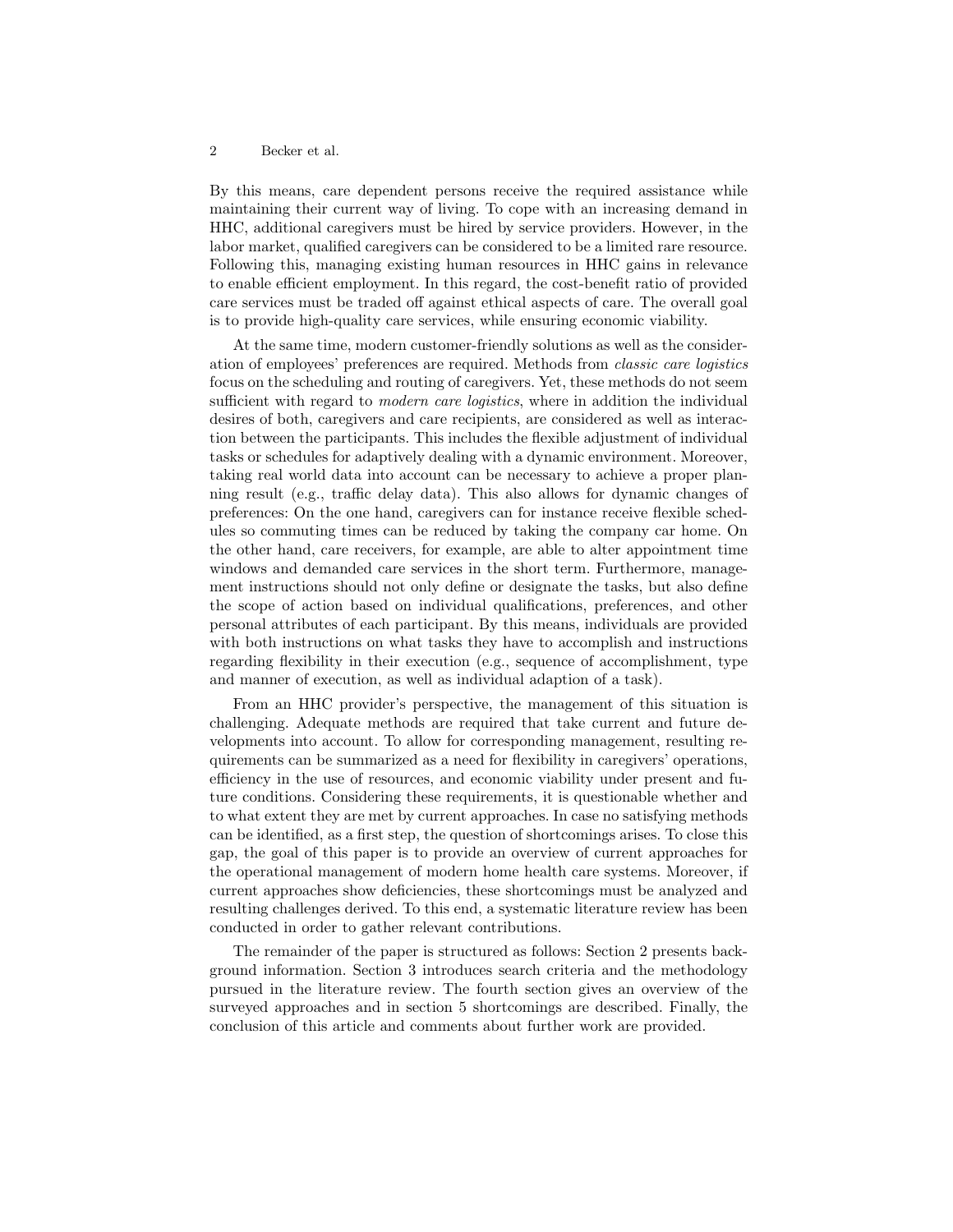By this means, care dependent persons receive the required assistance while maintaining their current way of living. To cope with an increasing demand in HHC, additional caregivers must be hired by service providers. However, in the labor market, qualified caregivers can be considered to be a limited rare resource. Following this, managing existing human resources in HHC gains in relevance to enable efficient employment. In this regard, the cost-benefit ratio of provided care services must be traded off against ethical aspects of care. The overall goal is to provide high-quality care services, while ensuring economic viability.

At the same time, modern customer-friendly solutions as well as the consideration of employees' preferences are required. Methods from *classic care logistics* focus on the scheduling and routing of caregivers. Yet, these methods do not seem sufficient with regard to *modern care logistics*, where in addition the individual desires of both, caregivers and care recipients, are considered as well as interaction between the participants. This includes the flexible adjustment of individual tasks or schedules for adaptively dealing with a dynamic environment. Moreover, taking real world data into account can be necessary to achieve a proper planning result (e.g., traffic delay data). This also allows for dynamic changes of preferences: On the one hand, caregivers can for instance receive flexible schedules so commuting times can be reduced by taking the company car home. On the other hand, care receivers, for example, are able to alter appointment time windows and demanded care services in the short term. Furthermore, management instructions should not only define or designate the tasks, but also define the scope of action based on individual qualifications, preferences, and other personal attributes of each participant. By this means, individuals are provided with both instructions on what tasks they have to accomplish and instructions regarding flexibility in their execution (e.g., sequence of accomplishment, type and manner of execution, as well as individual adaption of a task).

From an HHC provider's perspective, the management of this situation is challenging. Adequate methods are required that take current and future developments into account. To allow for corresponding management, resulting requirements can be summarized as a need for flexibility in caregivers' operations, efficiency in the use of resources, and economic viability under present and future conditions. Considering these requirements, it is questionable whether and to what extent they are met by current approaches. In case no satisfying methods can be identified, as a first step, the question of shortcomings arises. To close this gap, the goal of this paper is to provide an overview of current approaches for the operational management of modern home health care systems. Moreover, if current approaches show deficiencies, these shortcomings must be analyzed and resulting challenges derived. To this end, a systematic literature review has been conducted in order to gather relevant contributions.

The remainder of the paper is structured as follows: Section 2 presents background information. Section 3 introduces search criteria and the methodology pursued in the literature review. The fourth section gives an overview of the surveyed approaches and in section 5 shortcomings are described. Finally, the conclusion of this article and comments about further work are provided.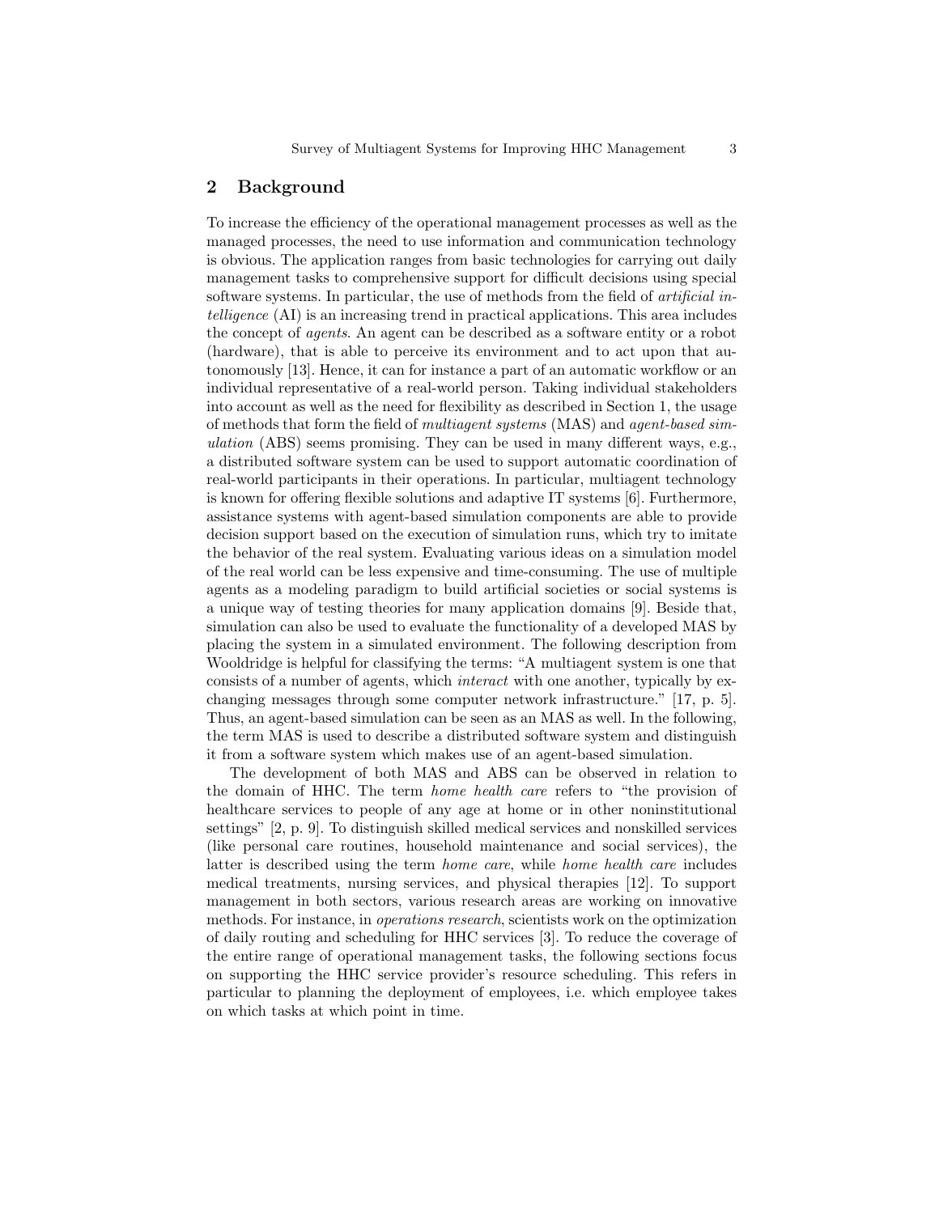## 2 Background

To increase the efficiency of the operational management processes as well as the managed processes, the need to use information and communication technology is obvious. The application ranges from basic technologies for carrying out daily management tasks to comprehensive support for difficult decisions using special software systems. In particular, the use of methods from the field of *artificial intelligence* (AI) is an increasing trend in practical applications. This area includes the concept of *agents*. An agent can be described as a software entity or a robot (hardware), that is able to perceive its environment and to act upon that autonomously [13]. Hence, it can for instance a part of an automatic workflow or an individual representative of a real-world person. Taking individual stakeholders into account as well as the need for flexibility as described in Section 1, the usage of methods that form the field of *multiagent systems* (MAS) and *agent-based simulation* (ABS) seems promising. They can be used in many different ways, e.g., a distributed software system can be used to support automatic coordination of real-world participants in their operations. In particular, multiagent technology is known for offering flexible solutions and adaptive IT systems [6]. Furthermore, assistance systems with agent-based simulation components are able to provide decision support based on the execution of simulation runs, which try to imitate the behavior of the real system. Evaluating various ideas on a simulation model of the real world can be less expensive and time-consuming. The use of multiple agents as a modeling paradigm to build artificial societies or social systems is a unique way of testing theories for many application domains [9]. Beside that, simulation can also be used to evaluate the functionality of a developed MAS by placing the system in a simulated environment. The following description from Wooldridge is helpful for classifying the terms: "A multiagent system is one that consists of a number of agents, which *interact* with one another, typically by exchanging messages through some computer network infrastructure." [17, p. 5]. Thus, an agent-based simulation can be seen as an MAS as well. In the following, the term MAS is used to describe a distributed software system and distinguish it from a software system which makes use of an agent-based simulation.

The development of both MAS and ABS can be observed in relation to the domain of HHC. The term *home health care* refers to "the provision of healthcare services to people of any age at home or in other noninstitutional settings" [2, p. 9]. To distinguish skilled medical services and nonskilled services (like personal care routines, household maintenance and social services), the latter is described using the term *home care*, while *home health care* includes medical treatments, nursing services, and physical therapies [12]. To support management in both sectors, various research areas are working on innovative methods. For instance, in *operations research*, scientists work on the optimization of daily routing and scheduling for HHC services [3]. To reduce the coverage of the entire range of operational management tasks, the following sections focus on supporting the HHC service provider's resource scheduling. This refers in particular to planning the deployment of employees, i.e. which employee takes on which tasks at which point in time.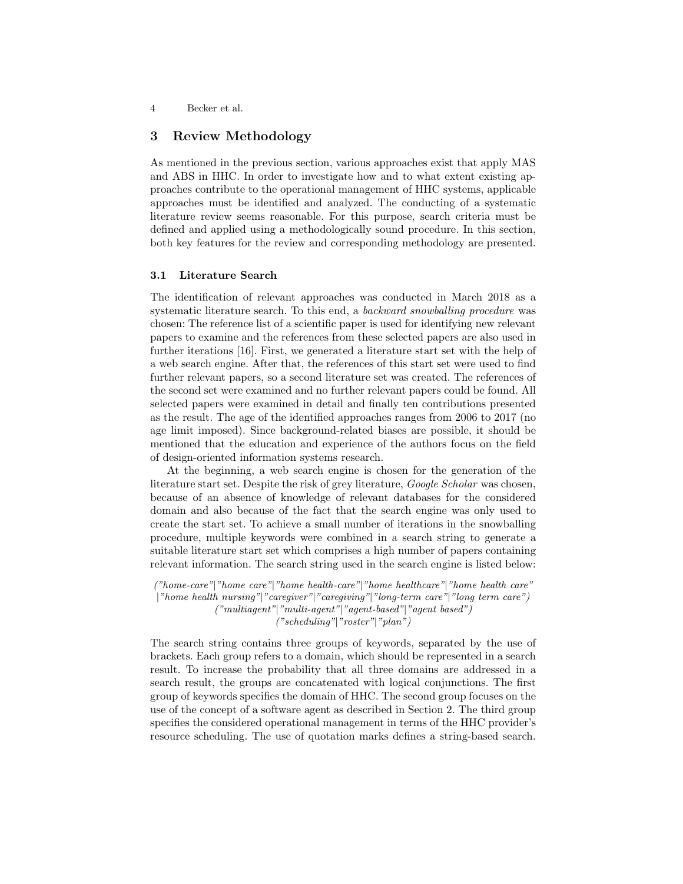## 3 Review Methodology

As mentioned in the previous section, various approaches exist that apply MAS and ABS in HHC. In order to investigate how and to what extent existing approaches contribute to the operational management of HHC systems, applicable approaches must be identified and analyzed. The conducting of a systematic literature review seems reasonable. For this purpose, search criteria must be defined and applied using a methodologically sound procedure. In this section, both key features for the review and corresponding methodology are presented.

### 3.1 Literature Search

The identification of relevant approaches was conducted in March 2018 as a systematic literature search. To this end, a *backward snowballing procedure* was chosen: The reference list of a scientific paper is used for identifying new relevant papers to examine and the references from these selected papers are also used in further iterations [16]. First, we generated a literature start set with the help of a web search engine. After that, the references of this start set were used to find further relevant papers, so a second literature set was created. The references of the second set were examined and no further relevant papers could be found. All selected papers were examined in detail and finally ten contributions presented as the result. The age of the identified approaches ranges from 2006 to 2017 (no age limit imposed). Since background-related biases are possible, it should be mentioned that the education and experience of the authors focus on the field of design-oriented information systems research.

At the beginning, a web search engine is chosen for the generation of the literature start set. Despite the risk of grey literature, *Google Scholar* was chosen, because of an absence of knowledge of relevant databases for the considered domain and also because of the fact that the search engine was only used to create the start set. To achieve a small number of iterations in the snowballing procedure, multiple keywords were combined in a search string to generate a suitable literature start set which comprises a high number of papers containing relevant information. The search string used in the search engine is listed below:

*("home-care"|"home care"|"home health-care"|"home healthcare"|"home health care" |"home health nursing"|"caregiver"|"caregiving"|"long-term care"|"long term care")*
*("multiagent"|"multi-agent"|"agent-based"|"agent based")*
*("scheduling"|"roster"|"plan")*

The search string contains three groups of keywords, separated by the use of brackets. Each group refers to a domain, which should be represented in a search result. To increase the probability that all three domains are addressed in a search result, the groups are concatenated with logical conjunctions. The first group of keywords specifies the domain of HHC. The second group focuses on the use of the concept of a software agent as described in Section 2. The third group specifies the considered operational management in terms of the HHC provider's resource scheduling. The use of quotation marks defines a string-based search.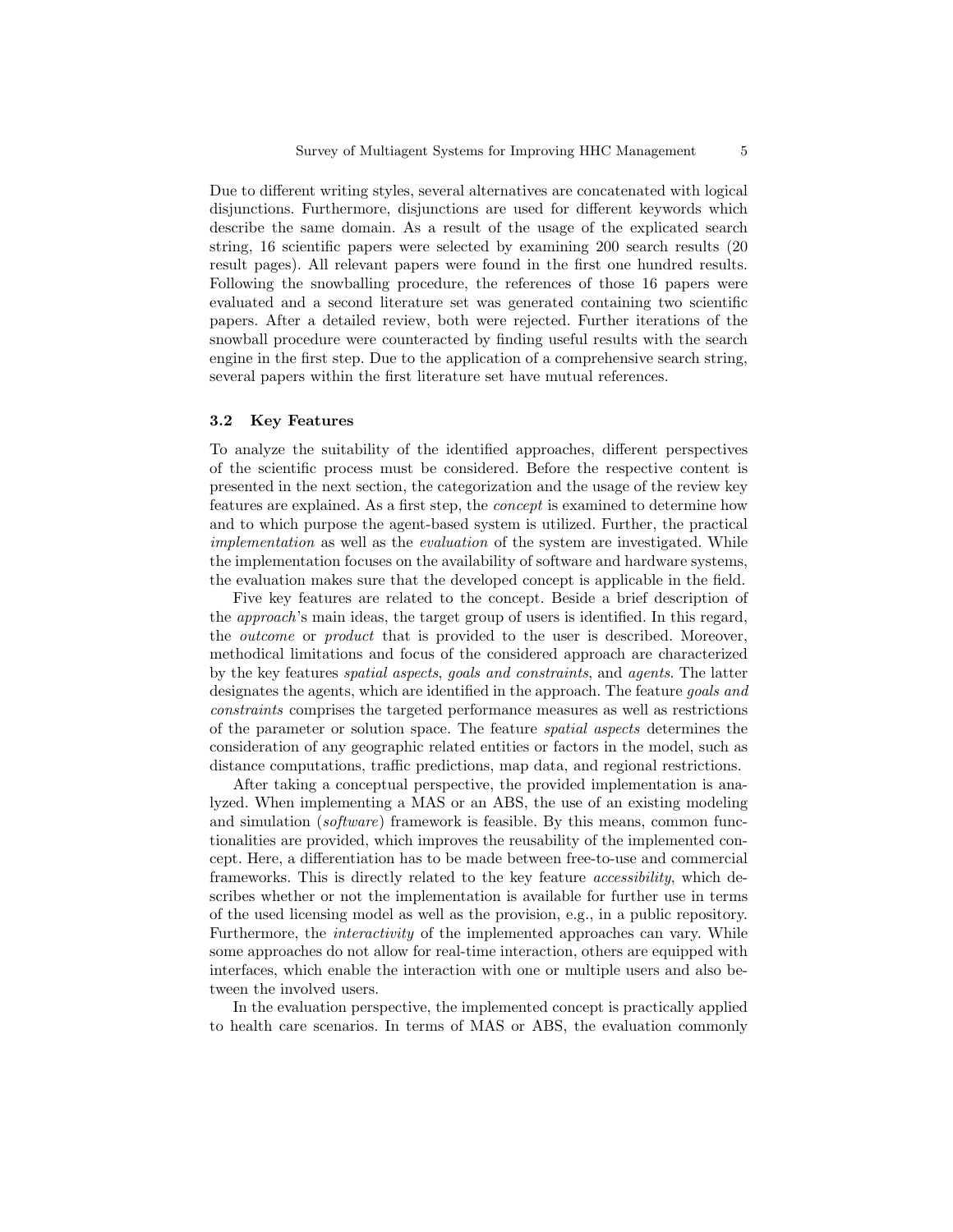Due to different writing styles, several alternatives are concatenated with logical disjunctions. Furthermore, disjunctions are used for different keywords which describe the same domain. As a result of the usage of the explicated search string, 16 scientific papers were selected by examining 200 search results (20 result pages). All relevant papers were found in the first one hundred results. Following the snowballing procedure, the references of those 16 papers were evaluated and a second literature set was generated containing two scientific papers. After a detailed review, both were rejected. Further iterations of the snowball procedure were counteracted by finding useful results with the search engine in the first step. Due to the application of a comprehensive search string, several papers within the first literature set have mutual references.

### 3.2 Key Features

To analyze the suitability of the identified approaches, different perspectives of the scientific process must be considered. Before the respective content is presented in the next section, the categorization and the usage of the review key features are explained. As a first step, the *concept* is examined to determine how and to which purpose the agent-based system is utilized. Further, the practical *implementation* as well as the *evaluation* of the system are investigated. While the implementation focuses on the availability of software and hardware systems, the evaluation makes sure that the developed concept is applicable in the field.

Five key features are related to the concept. Beside a brief description of the *approach*'s main ideas, the target group of users is identified. In this regard, the *outcome* or *product* that is provided to the user is described. Moreover, methodical limitations and focus of the considered approach are characterized by the key features *spatial aspects*, *goals and constraints*, and *agents*. The latter designates the agents, which are identified in the approach. The feature *goals and constraints* comprises the targeted performance measures as well as restrictions of the parameter or solution space. The feature *spatial aspects* determines the consideration of any geographic related entities or factors in the model, such as distance computations, traffic predictions, map data, and regional restrictions.

After taking a conceptual perspective, the provided implementation is analyzed. When implementing a MAS or an ABS, the use of an existing modeling and simulation (*software*) framework is feasible. By this means, common functionalities are provided, which improves the reusability of the implemented concept. Here, a differentiation has to be made between free-to-use and commercial frameworks. This is directly related to the key feature *accessibility*, which describes whether or not the implementation is available for further use in terms of the used licensing model as well as the provision, e.g., in a public repository. Furthermore, the *interactivity* of the implemented approaches can vary. While some approaches do not allow for real-time interaction, others are equipped with interfaces, which enable the interaction with one or multiple users and also between the involved users.

In the evaluation perspective, the implemented concept is practically applied to health care scenarios. In terms of MAS or ABS, the evaluation commonly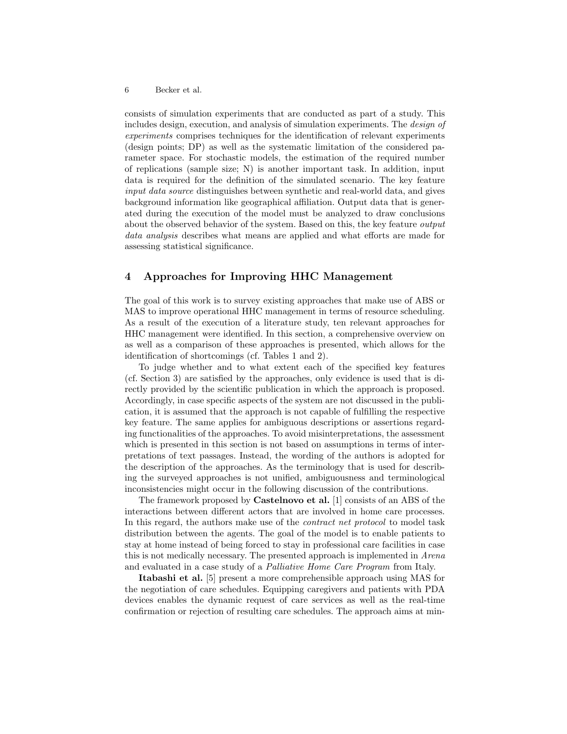consists of simulation experiments that are conducted as part of a study. This includes design, execution, and analysis of simulation experiments. The *design of experiments* comprises techniques for the identification of relevant experiments (design points; DP) as well as the systematic limitation of the considered parameter space. For stochastic models, the estimation of the required number of replications (sample size; N) is another important task. In addition, input data is required for the definition of the simulated scenario. The key feature *input data source* distinguishes between synthetic and real-world data, and gives background information like geographical affiliation. Output data that is generated during the execution of the model must be analyzed to draw conclusions about the observed behavior of the system. Based on this, the key feature *output data analysis* describes what means are applied and what efforts are made for assessing statistical significance.

## 4 Approaches for Improving HHC Management

The goal of this work is to survey existing approaches that make use of ABS or MAS to improve operational HHC management in terms of resource scheduling. As a result of the execution of a literature study, ten relevant approaches for HHC management were identified. In this section, a comprehensive overview on as well as a comparison of these approaches is presented, which allows for the identification of shortcomings (cf. Tables 1 and 2).

To judge whether and to what extent each of the specified key features (cf. Section 3) are satisfied by the approaches, only evidence is used that is directly provided by the scientific publication in which the approach is proposed. Accordingly, in case specific aspects of the system are not discussed in the publication, it is assumed that the approach is not capable of fulfilling the respective key feature. The same applies for ambiguous descriptions or assertions regarding functionalities of the approaches. To avoid misinterpretations, the assessment which is presented in this section is not based on assumptions in terms of interpretations of text passages. Instead, the wording of the authors is adopted for the description of the approaches. As the terminology that is used for describing the surveyed approaches is not unified, ambiguousness and terminological inconsistencies might occur in the following discussion of the contributions.

The framework proposed by **Castelnovo et al.** [1] consists of an ABS of the interactions between different actors that are involved in home care processes. In this regard, the authors make use of the *contract net protocol* to model task distribution between the agents. The goal of the model is to enable patients to stay at home instead of being forced to stay in professional care facilities in case this is not medically necessary. The presented approach is implemented in *Arena* and evaluated in a case study of a *Palliative Home Care Program* from Italy.

**Itabashi et al.** [5] present a more comprehensible approach using MAS for the negotiation of care schedules. Equipping caregivers and patients with PDA devices enables the dynamic request of care services as well as the real-time confirmation or rejection of resulting care schedules. The approach aims at min-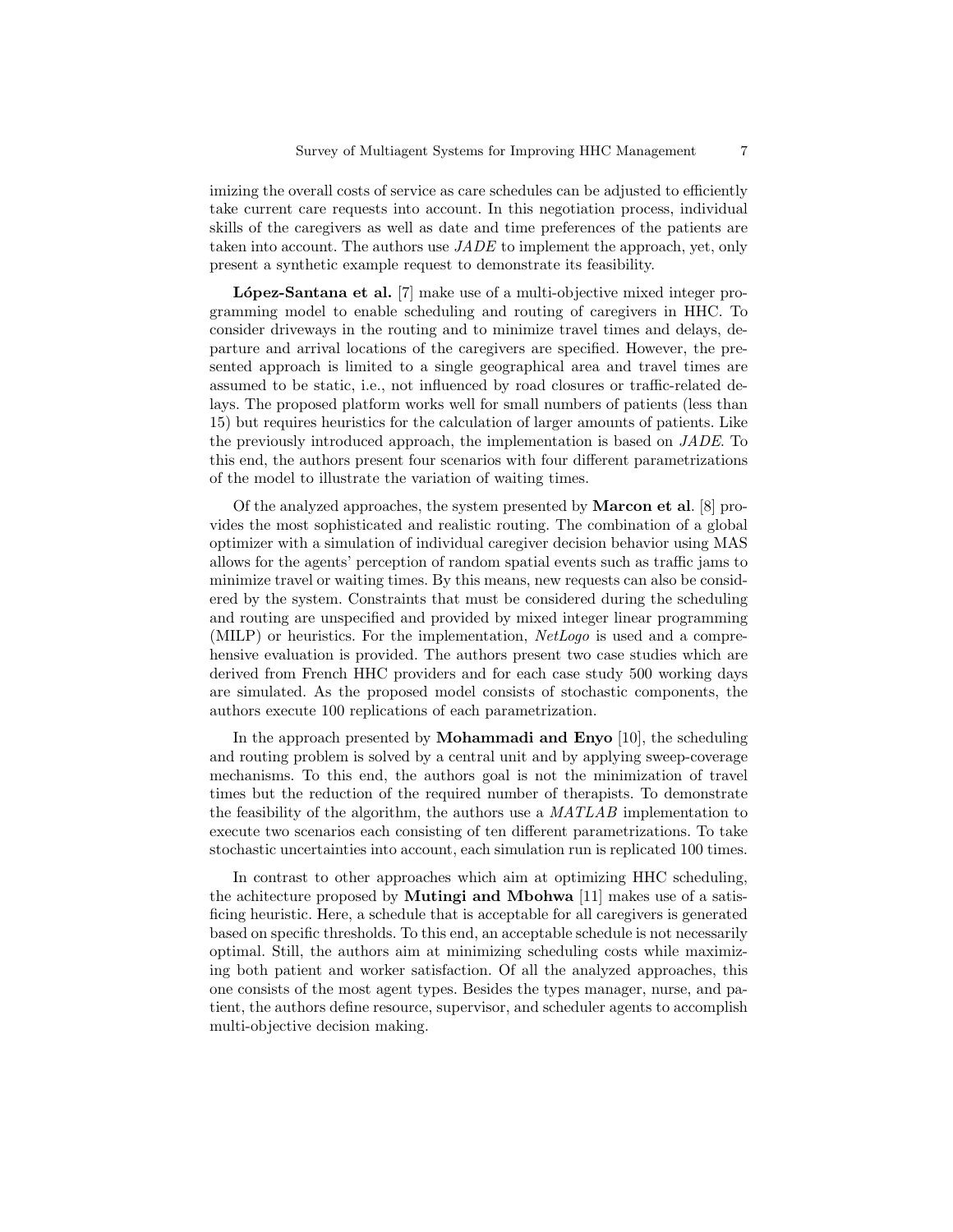imizing the overall costs of service as care schedules can be adjusted to efficiently take current care requests into account. In this negotiation process, individual skills of the caregivers as well as date and time preferences of the patients are taken into account. The authors use *JADE* to implement the approach, yet, only present a synthetic example request to demonstrate its feasibility.

**López-Santana et al.** [7] make use of a multi-objective mixed integer programming model to enable scheduling and routing of caregivers in HHC. To consider driveways in the routing and to minimize travel times and delays, departure and arrival locations of the caregivers are specified. However, the presented approach is limited to a single geographical area and travel times are assumed to be static, i.e., not influenced by road closures or traffic-related delays. The proposed platform works well for small numbers of patients (less than 15) but requires heuristics for the calculation of larger amounts of patients. Like the previously introduced approach, the implementation is based on *JADE*. To this end, the authors present four scenarios with four different parametrizations of the model to illustrate the variation of waiting times.

Of the analyzed approaches, the system presented by **Marcon et al**. [8] provides the most sophisticated and realistic routing. The combination of a global optimizer with a simulation of individual caregiver decision behavior using MAS allows for the agents' perception of random spatial events such as traffic jams to minimize travel or waiting times. By this means, new requests can also be considered by the system. Constraints that must be considered during the scheduling and routing are unspecified and provided by mixed integer linear programming (MILP) or heuristics. For the implementation, *NetLogo* is used and a comprehensive evaluation is provided. The authors present two case studies which are derived from French HHC providers and for each case study 500 working days are simulated. As the proposed model consists of stochastic components, the authors execute 100 replications of each parametrization.

In the approach presented by **Mohammadi and Enyo** [10], the scheduling and routing problem is solved by a central unit and by applying sweep-coverage mechanisms. To this end, the authors goal is not the minimization of travel times but the reduction of the required number of therapists. To demonstrate the feasibility of the algorithm, the authors use a *MATLAB* implementation to execute two scenarios each consisting of ten different parametrizations. To take stochastic uncertainties into account, each simulation run is replicated 100 times.

In contrast to other approaches which aim at optimizing HHC scheduling, the achitecture proposed by **Mutingi and Mbohwa** [11] makes use of a satisficing heuristic. Here, a schedule that is acceptable for all caregivers is generated based on specific thresholds. To this end, an acceptable schedule is not necessarily optimal. Still, the authors aim at minimizing scheduling costs while maximizing both patient and worker satisfaction. Of all the analyzed approaches, this one consists of the most agent types. Besides the types manager, nurse, and patient, the authors define resource, supervisor, and scheduler agents to accomplish multi-objective decision making.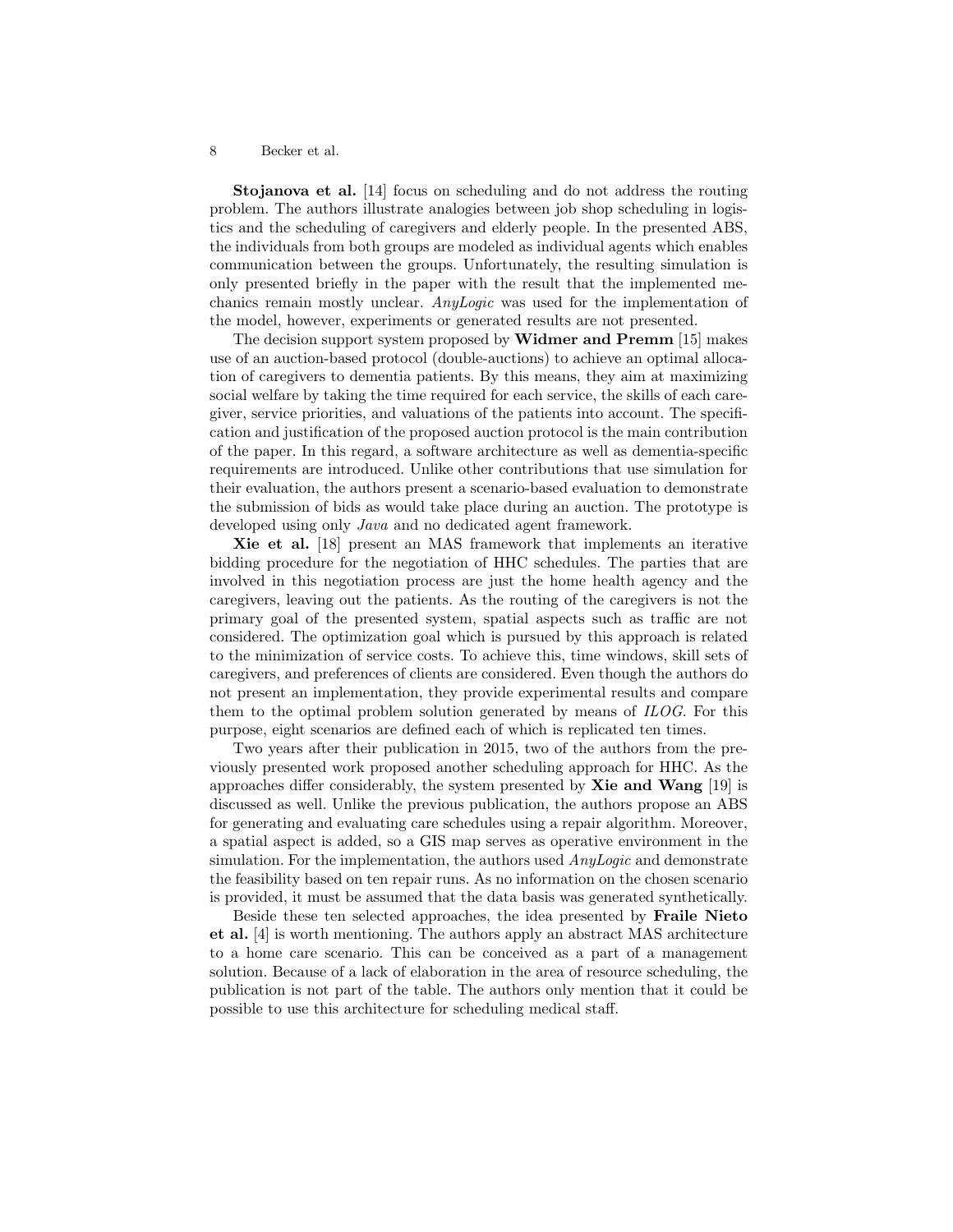**Stojanova et al.** [14] focus on scheduling and do not address the routing problem. The authors illustrate analogies between job shop scheduling in logistics and the scheduling of caregivers and elderly people. In the presented ABS, the individuals from both groups are modeled as individual agents which enables communication between the groups. Unfortunately, the resulting simulation is only presented briefly in the paper with the result that the implemented mechanics remain mostly unclear. *AnyLogic* was used for the implementation of the model, however, experiments or generated results are not presented.

The decision support system proposed by **Widmer and Premm** [15] makes use of an auction-based protocol (double-auctions) to achieve an optimal allocation of caregivers to dementia patients. By this means, they aim at maximizing social welfare by taking the time required for each service, the skills of each caregiver, service priorities, and valuations of the patients into account. The specification and justification of the proposed auction protocol is the main contribution of the paper. In this regard, a software architecture as well as dementia-specific requirements are introduced. Unlike other contributions that use simulation for their evaluation, the authors present a scenario-based evaluation to demonstrate the submission of bids as would take place during an auction. The prototype is developed using only *Java* and no dedicated agent framework.

**Xie et al.** [18] present an MAS framework that implements an iterative bidding procedure for the negotiation of HHC schedules. The parties that are involved in this negotiation process are just the home health agency and the caregivers, leaving out the patients. As the routing of the caregivers is not the primary goal of the presented system, spatial aspects such as traffic are not considered. The optimization goal which is pursued by this approach is related to the minimization of service costs. To achieve this, time windows, skill sets of caregivers, and preferences of clients are considered. Even though the authors do not present an implementation, they provide experimental results and compare them to the optimal problem solution generated by means of *ILOG*. For this purpose, eight scenarios are defined each of which is replicated ten times.

Two years after their publication in 2015, two of the authors from the previously presented work proposed another scheduling approach for HHC. As the approaches differ considerably, the system presented by **Xie and Wang** [19] is discussed as well. Unlike the previous publication, the authors propose an ABS for generating and evaluating care schedules using a repair algorithm. Moreover, a spatial aspect is added, so a GIS map serves as operative environment in the simulation. For the implementation, the authors used *AnyLogic* and demonstrate the feasibility based on ten repair runs. As no information on the chosen scenario is provided, it must be assumed that the data basis was generated synthetically.

Beside these ten selected approaches, the idea presented by **Fraile Nieto et al.** [4] is worth mentioning. The authors apply an abstract MAS architecture to a home care scenario. This can be conceived as a part of a management solution. Because of a lack of elaboration in the area of resource scheduling, the publication is not part of the table. The authors only mention that it could be possible to use this architecture for scheduling medical staff.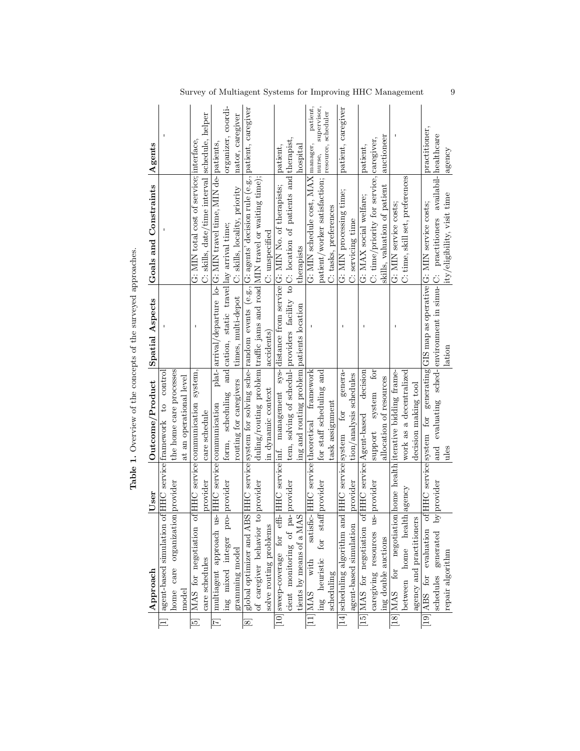**Table 1.** Overview of the concepts of the surveyed approaches.

| | Approach | User | Outcome/Product | Spatial Aspects | Goals and Constraints | Agents |
|---|---|---|---|---|---|---|
| [1] | agent-based simulation of home care organization model | HHC service provider | framework to control the home care processes at an operational level | - | - | - |
| [5] | MAS for negotiation of care schedules | HHC service provider | communication system, care schedule | - | G: MIN total cost of service; C: skills, date/time interval | interface, schedule, helper |
| [7] | multiagent approach using mixed integer programming model | HHC service provider | communication platform, scheduling and routing for caregivers | arrival/departure location, static travel times, multi-depot | G: MIN travel time, MIN delay arrival time; C: skills, locality, priority | patients, organizer, coordinator, caregiver |
| [8] | global optimizer and ABS of caregiver behavior to solve routing problems | HHC service provider | system for solving scheduling/routing problem in dynamic context | random events (e.g., traffic jams and road accidents) | G: agents' decision rule (e.g., MIN travel or waiting time); C: unspecified | patient, caregiver |
| [10] | sweep-coverage for efficient monitoring of patients by means of a MAS | HHC service provider | inf. management system, solving of scheduling and routing problem | distance from service providers facility to patients location | G: MIN No. of therapists; C: location of patients and therapists | patient, therapist, hospital |
| [11] | MAS with satisficing heuristic for staff scheduling | HHC service provider | theoretical framework for staff scheduling and task assignment | - | G: MIN schedule cost, MAX patient/worker satisfaction; C: tasks, preferences | manager, patient, nurse, supervisor, resource, scheduler |
| [14] | scheduling algorithm and agent-based simulation | HHC service provider | system for generation/analysis schedules | - | G: MIN processing time; C: servicing time | patient, caregiver |
| [15] | MAS for negotiation of caregiving resources using double auctions | HHC service provider | Agent-based decision support system for allocation of resources | - | G: MAX social welfare; C: time/priority for service, skills, valuation of patient | patient, caregiver, auctioneer |
| [18] | MAS for negotiation between home health agency and practitioners | home health agency | iterative bidding framework as a decentralized decision making tool | - | G: MIN service costs; C: time, skill set, preferences | - |
| [19] | ABS for evaluation of schedules generated by repair algorithm | HHC service provider | system for generating and evaluating schedules | GIS map as operative environment in simulation | G: MIN service costs; C: practitioners availability/eligibility, visit time | practitioner, healthcare agency |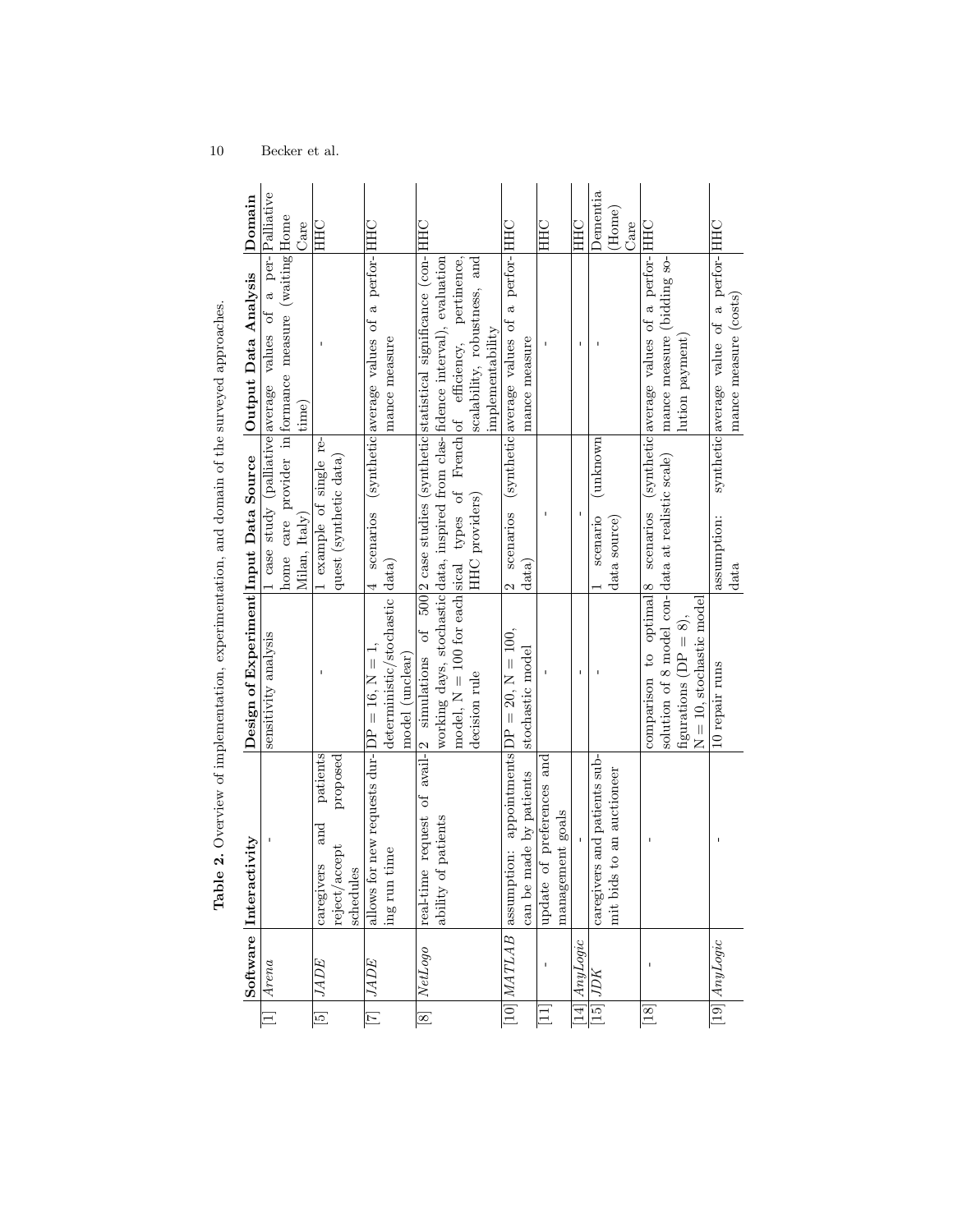**Table 2.** Overview of implementation, experimentation, and domain of the surveyed approaches.

| | Software | Interactivity | Design of Experiment | Input Data Source | Output Data Analysis | Domain |
|---|---|---|---|---|---|---|
| [1] | *Arena* | - | sensitivity analysis | 1 case study (palliative home care provider in Milan, Italy) | average values of a performance measure (waiting time) | Palliative Home Care |
| [5] | *JADE* | caregivers and patients reject/accept proposed schedules | - | 1 example of single request (synthetic data) | - | HHC |
| [7] | *JADE* | allows for new requests during run time | DP = 16, N = 1, deterministic/stochastic model (unclear) | 4 scenarios (synthetic data) | average values of a performance measure | HHC |
| [8] | *NetLogo* | real-time request of availability of patients | 2 simulations of 500 working days, stochastic model, N = 100 for each decision rule | 2 case studies (synthetic data, inspired from classical types of French HHC providers) | statistical significance (confidence interval), evaluation of efficiency, pertinence, scalability, robustness, and implementability | HHC |
| [10] | *MATLAB* | assumption: appointments can be made by patients | DP = 20, N = 100, stochastic model | 2 scenarios (synthetic data) | average values of a performance measure | HHC |
| [11] | - | update of preferences and management goals | - | - | - | HHC |
| [14] | *AnyLogic* | - | - | - | - | HHC |
| [15] | *JDK* | caregivers and patients submit bids to an auctioneer | - | 1 scenario (unknown data source) | - | Dementia (Home) Care |
| [18] | - | - | comparison to optimal solution of 8 model configurations (DP = 8), N = 10, stochastic model | 8 scenarios (synthetic data at realistic scale) | average values of a performance measure (bidding solution payment) | HHC |
| [19] | *AnyLogic* | - | 10 repair runs | assumption: synthetic data | average value of a performance measure (costs) | HHC |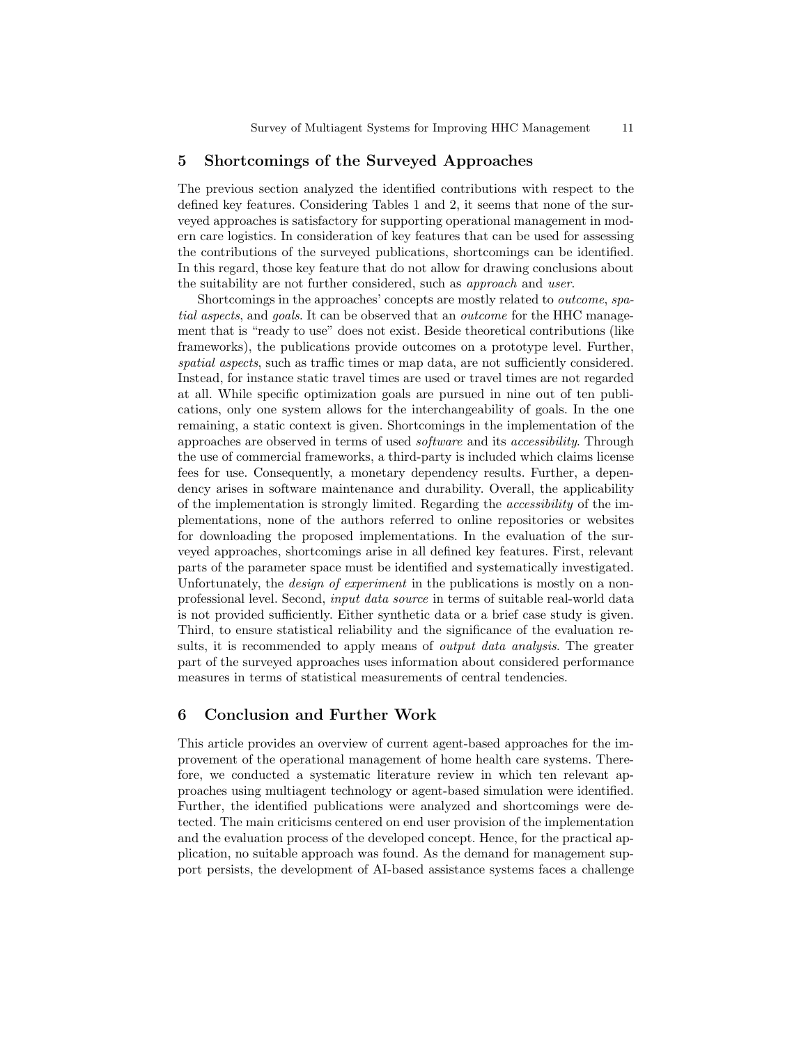## 5 Shortcomings of the Surveyed Approaches

The previous section analyzed the identified contributions with respect to the defined key features. Considering Tables 1 and 2, it seems that none of the surveyed approaches is satisfactory for supporting operational management in modern care logistics. In consideration of key features that can be used for assessing the contributions of the surveyed publications, shortcomings can be identified. In this regard, those key feature that do not allow for drawing conclusions about the suitability are not further considered, such as *approach* and *user*.

Shortcomings in the approaches' concepts are mostly related to *outcome*, *spatial aspects*, and *goals*. It can be observed that an *outcome* for the HHC management that is "ready to use" does not exist. Beside theoretical contributions (like frameworks), the publications provide outcomes on a prototype level. Further, *spatial aspects*, such as traffic times or map data, are not sufficiently considered. Instead, for instance static travel times are used or travel times are not regarded at all. While specific optimization goals are pursued in nine out of ten publications, only one system allows for the interchangeability of goals. In the one remaining, a static context is given. Shortcomings in the implementation of the approaches are observed in terms of used *software* and its *accessibility*. Through the use of commercial frameworks, a third-party is included which claims license fees for use. Consequently, a monetary dependency results. Further, a dependency arises in software maintenance and durability. Overall, the applicability of the implementation is strongly limited. Regarding the *accessibility* of the implementations, none of the authors referred to online repositories or websites for downloading the proposed implementations. In the evaluation of the surveyed approaches, shortcomings arise in all defined key features. First, relevant parts of the parameter space must be identified and systematically investigated. Unfortunately, the *design of experiment* in the publications is mostly on a non-professional level. Second, *input data source* in terms of suitable real-world data is not provided sufficiently. Either synthetic data or a brief case study is given. Third, to ensure statistical reliability and the significance of the evaluation results, it is recommended to apply means of *output data analysis*. The greater part of the surveyed approaches uses information about considered performance measures in terms of statistical measurements of central tendencies.

## 6 Conclusion and Further Work

This article provides an overview of current agent-based approaches for the improvement of the operational management of home health care systems. Therefore, we conducted a systematic literature review in which ten relevant approaches using multiagent technology or agent-based simulation were identified. Further, the identified publications were analyzed and shortcomings were detected. The main criticisms centered on end user provision of the implementation and the evaluation process of the developed concept. Hence, for the practical application, no suitable approach was found. As the demand for management support persists, the development of AI-based assistance systems faces a challenge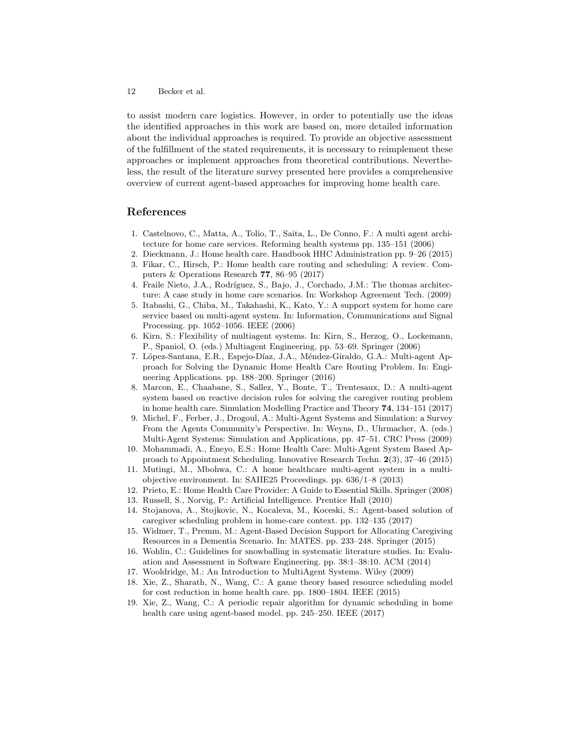to assist modern care logistics. However, in order to potentially use the ideas the identified approaches in this work are based on, more detailed information about the individual approaches is required. To provide an objective assessment of the fulfillment of the stated requirements, it is necessary to reimplement these approaches or implement approaches from theoretical contributions. Nevertheless, the result of the literature survey presented here provides a comprehensive overview of current agent-based approaches for improving home health care.

## References

1. Castelnovo, C., Matta, A., Tolio, T., Saita, L., De Conno, F.: A multi agent architecture for home care services. Reforming health systems pp. 135–151 (2006)
2. Dieckmann, J.: Home health care. Handbook HHC Administration pp. 9–26 (2015)
3. Fikar, C., Hirsch, P.: Home health care routing and scheduling: A review. Computers & Operations Research **77**, 86–95 (2017)
4. Fraile Nieto, J.A., Rodríguez, S., Bajo, J., Corchado, J.M.: The thomas architecture: A case study in home care scenarios. In: Workshop Agreement Tech. (2009)
5. Itabashi, G., Chiba, M., Takahashi, K., Kato, Y.: A support system for home care service based on multi-agent system. In: Information, Communications and Signal Processing. pp. 1052–1056. IEEE (2006)
6. Kirn, S.: Flexibility of multiagent systems. In: Kirn, S., Herzog, O., Lockemann, P., Spaniol, O. (eds.) Multiagent Engineering, pp. 53–69. Springer (2006)
7. López-Santana, E.R., Espejo-Díaz, J.A., Méndez-Giraldo, G.A.: Multi-agent Approach for Solving the Dynamic Home Health Care Routing Problem. In: Engineering Applications. pp. 188–200. Springer (2016)
8. Marcon, E., Chaabane, S., Sallez, Y., Bonte, T., Trentesaux, D.: A multi-agent system based on reactive decision rules for solving the caregiver routing problem in home health care. Simulation Modelling Practice and Theory **74**, 134–151 (2017)
9. Michel, F., Ferber, J., Drogoul, A.: Multi-Agent Systems and Simulation: a Survey From the Agents Community's Perspective. In: Weyns, D., Uhrmacher, A. (eds.) Multi-Agent Systems: Simulation and Applications, pp. 47–51. CRC Press (2009)
10. Mohammadi, A., Eneyo, E.S.: Home Health Care: Multi-Agent System Based Approach to Appointment Scheduling. Innovative Research Techn. **2**(3), 37–46 (2015)
11. Mutingi, M., Mbohwa, C.: A home healthcare multi-agent system in a multi-objective environment. In: SAIIE25 Proceedings. pp. 636/1–8 (2013)
12. Prieto, E.: Home Health Care Provider: A Guide to Essential Skills. Springer (2008)
13. Russell, S., Norvig, P.: Artificial Intelligence. Prentice Hall (2010)
14. Stojanova, A., Stojkovic, N., Kocaleva, M., Koceski, S.: Agent-based solution of caregiver scheduling problem in home-care context. pp. 132–135 (2017)
15. Widmer, T., Premm, M.: Agent-Based Decision Support for Allocating Caregiving Resources in a Dementia Scenario. In: MATES. pp. 233–248. Springer (2015)
16. Wohlin, C.: Guidelines for snowballing in systematic literature studies. In: Evaluation and Assessment in Software Engineering. pp. 38:1–38:10. ACM (2014)
17. Wooldridge, M.: An Introduction to MultiAgent Systems. Wiley (2009)
18. Xie, Z., Sharath, N., Wang, C.: A game theory based resource scheduling model for cost reduction in home health care. pp. 1800–1804. IEEE (2015)
19. Xie, Z., Wang, C.: A periodic repair algorithm for dynamic scheduling in home health care using agent-based model. pp. 245–250. IEEE (2017)